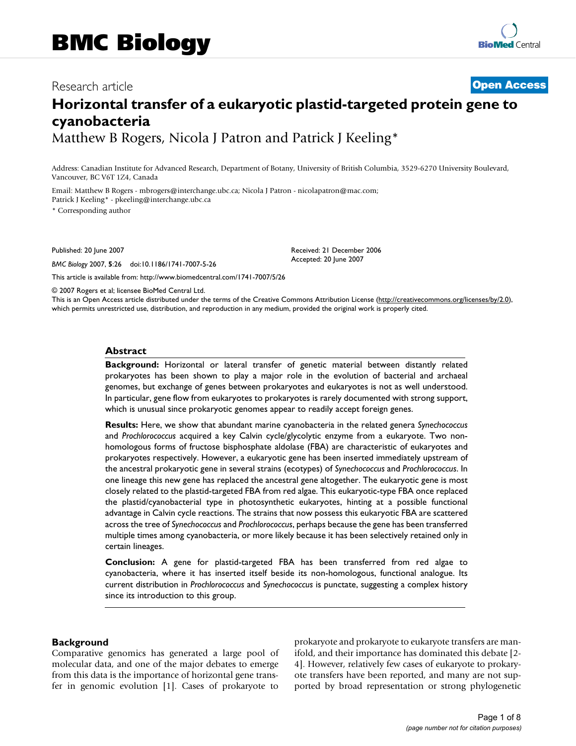# BMC Biology

Research article

**Open Access**

# Horizontal transfer of a eukaryotic plastid-targeted protein gene to cyanobacteria

Matthew B Rogers, Nicola J Patron and Patrick J Keeling*

Address: Canadian Institute for Advanced Research, Department of Botany, University of British Columbia, 3529-6270 University Boulevard, Vancouver, BC V6T 1Z4, Canada

Email: Matthew B Rogers - mbrogers@interchange.ubc.ca; Nicola J Patron - nicolapatron@mac.com; Patrick J Keeling* - pkeeling@interchange.ubc.ca

* Corresponding author

Published: 20 June 2007

*BMC Biology* 2007, **5**:26 doi:10.1186/1741-7007-5-26

Received: 21 December 2006
Accepted: 20 June 2007

This article is available from: http://www.biomedcentral.com/1741-7007/5/26

© 2007 Rogers et al; licensee BioMed Central Ltd.
This is an Open Access article distributed under the terms of the Creative Commons Attribution License (http://creativecommons.org/licenses/by/2.0), which permits unrestricted use, distribution, and reproduction in any medium, provided the original work is properly cited.

## Abstract

**Background:** Horizontal or lateral transfer of genetic material between distantly related prokaryotes has been shown to play a major role in the evolution of bacterial and archaeal genomes, but exchange of genes between prokaryotes and eukaryotes is not as well understood. In particular, gene flow from eukaryotes to prokaryotes is rarely documented with strong support, which is unusual since prokaryotic genomes appear to readily accept foreign genes.

**Results:** Here, we show that abundant marine cyanobacteria in the related genera *Synechococcus* and *Prochlorococcus* acquired a key Calvin cycle/glycolytic enzyme from a eukaryote. Two non-homologous forms of fructose bisphosphate aldolase (FBA) are characteristic of eukaryotes and prokaryotes respectively. However, a eukaryotic gene has been inserted immediately upstream of the ancestral prokaryotic gene in several strains (ecotypes) of *Synechococcus* and *Prochlorococcus*. In one lineage this new gene has replaced the ancestral gene altogether. The eukaryotic gene is most closely related to the plastid-targeted FBA from red algae. This eukaryotic-type FBA once replaced the plastid/cyanobacterial type in photosynthetic eukaryotes, hinting at a possible functional advantage in Calvin cycle reactions. The strains that now possess this eukaryotic FBA are scattered across the tree of *Synechococcus* and *Prochlorococcus*, perhaps because the gene has been transferred multiple times among cyanobacteria, or more likely because it has been selectively retained only in certain lineages.

**Conclusion:** A gene for plastid-targeted FBA has been transferred from red algae to cyanobacteria, where it has inserted itself beside its non-homologous, functional analogue. Its current distribution in *Prochlorococcus* and *Synechococcus* is punctate, suggesting a complex history since its introduction to this group.

## Background

Comparative genomics has generated a large pool of molecular data, and one of the major debates to emerge from this data is the importance of horizontal gene transfer in genomic evolution [1]. Cases of prokaryote to prokaryote and prokaryote to eukaryote transfers are manifold, and their importance has dominated this debate [2-4]. However, relatively few cases of eukaryote to prokaryote transfers have been reported, and many are not supported by broad representation or strong phylogenetic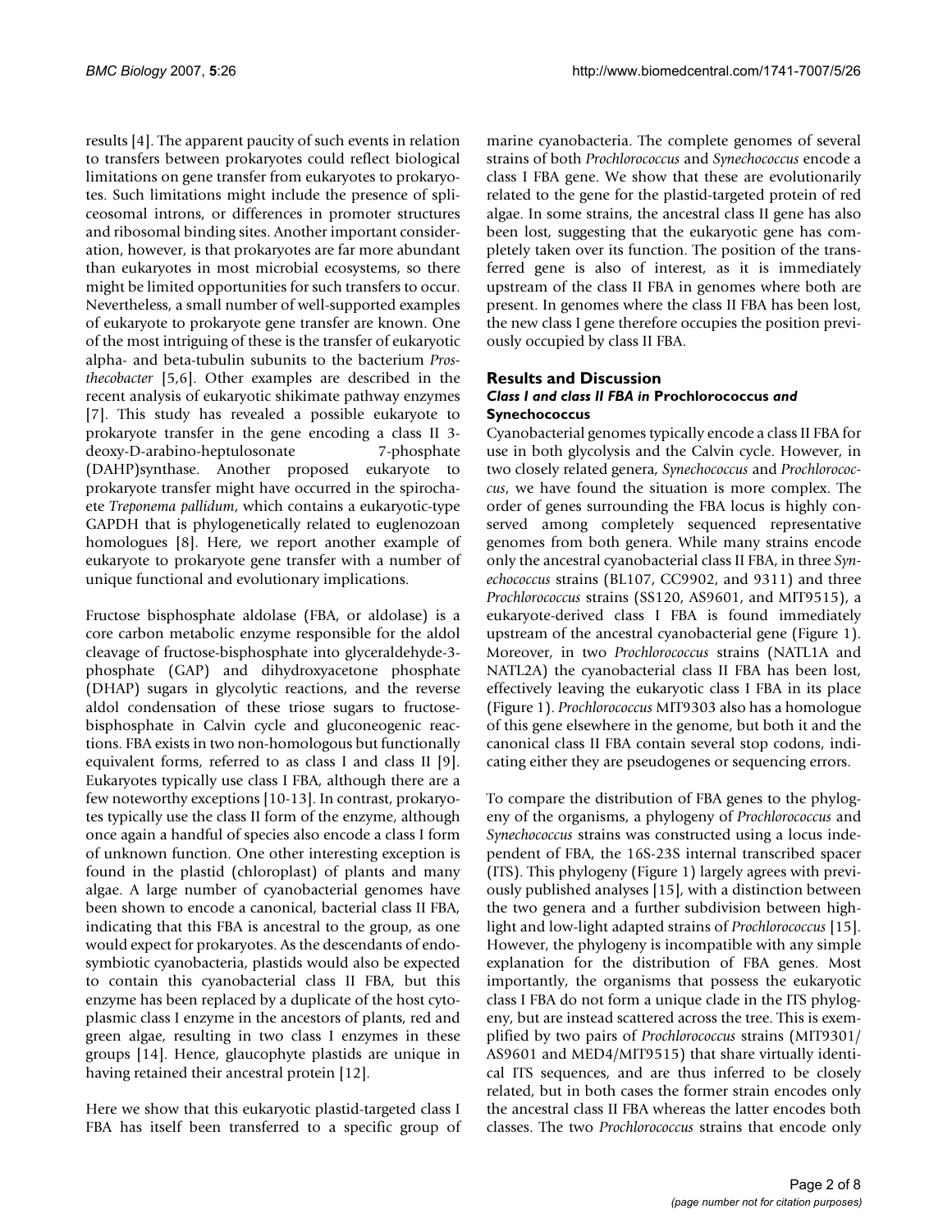results [4]. The apparent paucity of such events in relation to transfers between prokaryotes could reflect biological limitations on gene transfer from eukaryotes to prokaryotes. Such limitations might include the presence of spliceosomal introns, or differences in promoter structures and ribosomal binding sites. Another important consideration, however, is that prokaryotes are far more abundant than eukaryotes in most microbial ecosystems, so there might be limited opportunities for such transfers to occur. Nevertheless, a small number of well-supported examples of eukaryote to prokaryote gene transfer are known. One of the most intriguing of these is the transfer of eukaryotic alpha- and beta-tubulin subunits to the bacterium *Prosthecobacter* [5,6]. Other examples are described in the recent analysis of eukaryotic shikimate pathway enzymes [7]. This study has revealed a possible eukaryote to prokaryote transfer in the gene encoding a class II 3-deoxy-D-arabino-heptulosonate 7-phosphate (DAHP)synthase. Another proposed eukaryote to prokaryote transfer might have occurred in the spirochaete *Treponema pallidum*, which contains a eukaryotic-type GAPDH that is phylogenetically related to euglenozoan homologues [8]. Here, we report another example of eukaryote to prokaryote gene transfer with a number of unique functional and evolutionary implications.

Fructose bisphosphate aldolase (FBA, or aldolase) is a core carbon metabolic enzyme responsible for the aldol cleavage of fructose-bisphosphate into glyceraldehyde-3-phosphate (GAP) and dihydroxyacetone phosphate (DHAP) sugars in glycolytic reactions, and the reverse aldol condensation of these triose sugars to fructose-bisphosphate in Calvin cycle and gluconeogenic reactions. FBA exists in two non-homologous but functionally equivalent forms, referred to as class I and class II [9]. Eukaryotes typically use class I FBA, although there are a few noteworthy exceptions [10-13]. In contrast, prokaryotes typically use the class II form of the enzyme, although once again a handful of species also encode a class I form of unknown function. One other interesting exception is found in the plastid (chloroplast) of plants and many algae. A large number of cyanobacterial genomes have been shown to encode a canonical, bacterial class II FBA, indicating that this FBA is ancestral to the group, as one would expect for prokaryotes. As the descendants of endosymbiotic cyanobacteria, plastids would also be expected to contain this cyanobacterial class II FBA, but this enzyme has been replaced by a duplicate of the host cytoplasmic class I enzyme in the ancestors of plants, red and green algae, resulting in two class I enzymes in these groups [14]. Hence, glaucophyte plastids are unique in having retained their ancestral protein [12].

Here we show that this eukaryotic plastid-targeted class I FBA has itself been transferred to a specific group of marine cyanobacteria. The complete genomes of several strains of both *Prochlorococcus* and *Synechococcus* encode a class I FBA gene. We show that these are evolutionarily related to the gene for the plastid-targeted protein of red algae. In some strains, the ancestral class II gene has also been lost, suggesting that the eukaryotic gene has completely taken over its function. The position of the transferred gene is also of interest, as it is immediately upstream of the class II FBA in genomes where both are present. In genomes where the class II FBA has been lost, the new class I gene therefore occupies the position previously occupied by class II FBA.

## Results and Discussion

### *Class I and class II FBA in* Prochlorococcus *and* Synechococcus

Cyanobacterial genomes typically encode a class II FBA for use in both glycolysis and the Calvin cycle. However, in two closely related genera, *Synechococcus* and *Prochlorococcus*, we have found the situation is more complex. The order of genes surrounding the FBA locus is highly conserved among completely sequenced representative genomes from both genera. While many strains encode only the ancestral cyanobacterial class II FBA, in three *Synechococcus* strains (BL107, CC9902, and 9311) and three *Prochlorococcus* strains (SS120, AS9601, and MIT9515), a eukaryote-derived class I FBA is found immediately upstream of the ancestral cyanobacterial gene (Figure 1). Moreover, in two *Prochlorococcus* strains (NATL1A and NATL2A) the cyanobacterial class II FBA has been lost, effectively leaving the eukaryotic class I FBA in its place (Figure 1). *Prochlorococcus* MIT9303 also has a homologue of this gene elsewhere in the genome, but both it and the canonical class II FBA contain several stop codons, indicating either they are pseudogenes or sequencing errors.

To compare the distribution of FBA genes to the phylogeny of the organisms, a phylogeny of *Prochlorococcus* and *Synechococcus* strains was constructed using a locus independent of FBA, the 16S-23S internal transcribed spacer (ITS). This phylogeny (Figure 1) largely agrees with previously published analyses [15], with a distinction between the two genera and a further subdivision between high-light and low-light adapted strains of *Prochlorococcus* [15]. However, the phylogeny is incompatible with any simple explanation for the distribution of FBA genes. Most importantly, the organisms that possess the eukaryotic class I FBA do not form a unique clade in the ITS phylogeny, but are instead scattered across the tree. This is exemplified by two pairs of *Prochlorococcus* strains (MIT9301/AS9601 and MED4/MIT9515) that share virtually identical ITS sequences, and are thus inferred to be closely related, but in both cases the former strain encodes only the ancestral class II FBA whereas the latter encodes both classes. The two *Prochlorococcus* strains that encode only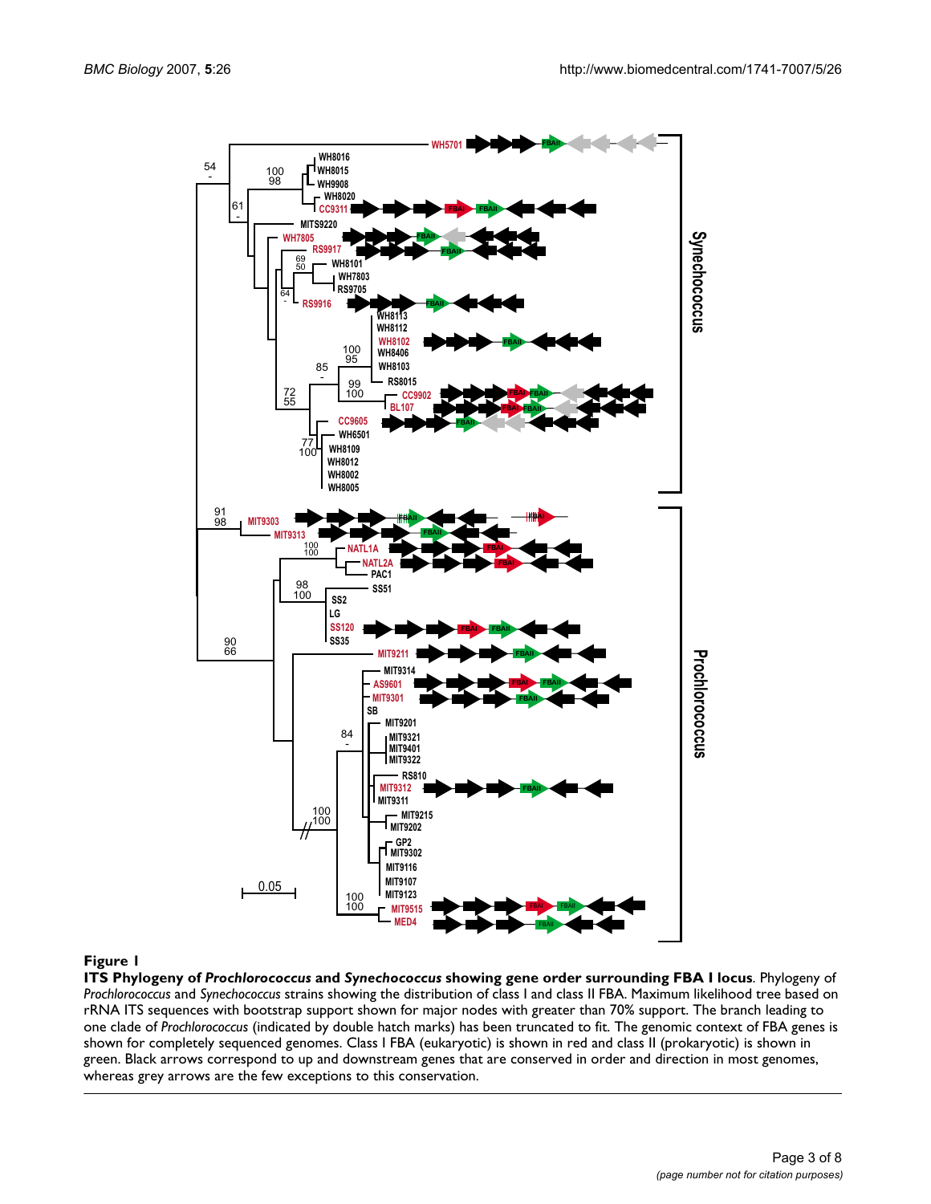**Figure 1**

**ITS Phylogeny of *Prochlorococcus* and *Synechococcus* showing gene order surrounding FBA I locus**. Phylogeny of *Prochlorococcus* and *Synechococcus* strains showing the distribution of class I and class II FBA. Maximum likelihood tree based on rRNA ITS sequences with bootstrap support shown for major nodes with greater than 70% support. The branch leading to one clade of *Prochlorococcus* (indicated by double hatch marks) has been truncated to fit. The genomic context of FBA genes is shown for completely sequenced genomes. Class I FBA (eukaryotic) is shown in red and class II (prokaryotic) is shown in green. Black arrows correspond to up and downstream genes that are conserved in order and direction in most genomes, whereas grey arrows are the few exceptions to this conservation.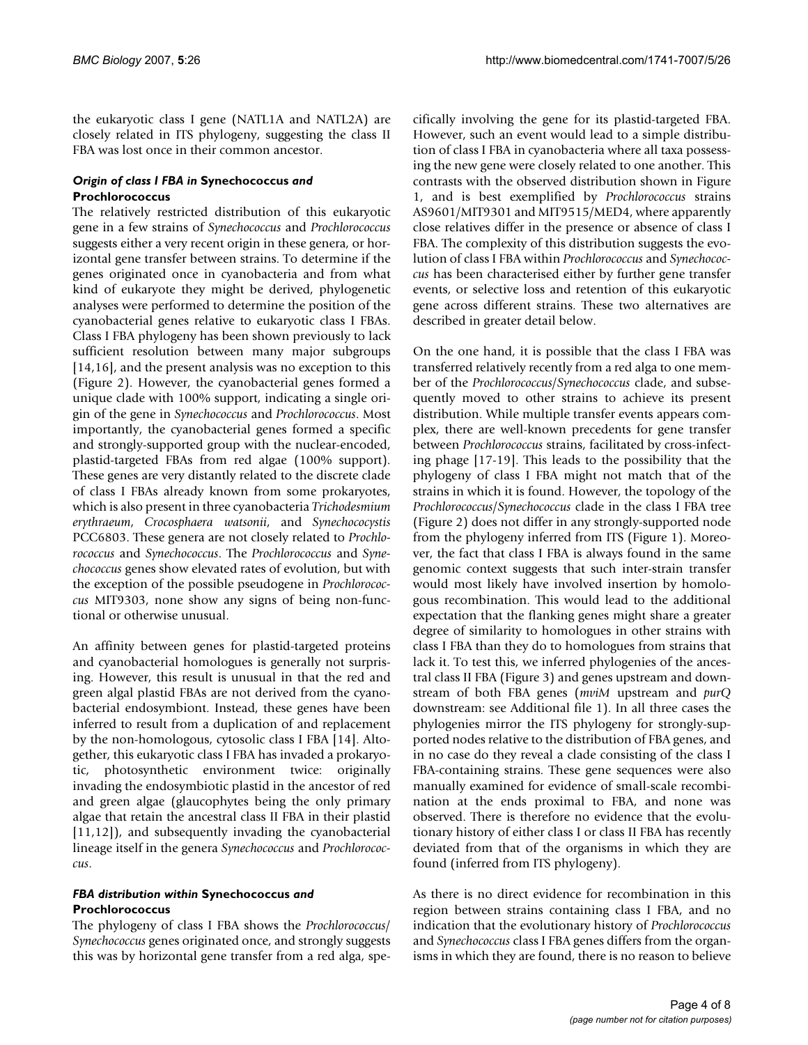the eukaryotic class I gene (NATL1A and NATL2A) are closely related in ITS phylogeny, suggesting the class II FBA was lost once in their common ancestor.

### *Origin of class I FBA in* Synechococcus *and* Prochlorococcus

The relatively restricted distribution of this eukaryotic gene in a few strains of *Synechococcus* and *Prochlorococcus* suggests either a very recent origin in these genera, or horizontal gene transfer between strains. To determine if the genes originated once in cyanobacteria and from what kind of eukaryote they might be derived, phylogenetic analyses were performed to determine the position of the cyanobacterial genes relative to eukaryotic class I FBAs. Class I FBA phylogeny has been shown previously to lack sufficient resolution between many major subgroups [14,16], and the present analysis was no exception to this (Figure 2). However, the cyanobacterial genes formed a unique clade with 100% support, indicating a single origin of the gene in *Synechococcus* and *Prochlorococcus*. Most importantly, the cyanobacterial genes formed a specific and strongly-supported group with the nuclear-encoded, plastid-targeted FBAs from red algae (100% support). These genes are very distantly related to the discrete clade of class I FBAs already known from some prokaryotes, which is also present in three cyanobacteria *Trichodesmium erythraeum*, *Crocosphaera watsonii*, and *Synechococystis* PCC6803. These genera are not closely related to *Prochlorococcus* and *Synechococcus*. The *Prochlorococcus* and *Synechococcus* genes show elevated rates of evolution, but with the exception of the possible pseudogene in *Prochlorococcus* MIT9303, none show any signs of being non-functional or otherwise unusual.

An affinity between genes for plastid-targeted proteins and cyanobacterial homologues is generally not surprising. However, this result is unusual in that the red and green algal plastid FBAs are not derived from the cyanobacterial endosymbiont. Instead, these genes have been inferred to result from a duplication of and replacement by the non-homologous, cytosolic class I FBA [14]. Altogether, this eukaryotic class I FBA has invaded a prokaryotic, photosynthetic environment twice: originally invading the endosymbiotic plastid in the ancestor of red and green algae (glaucophytes being the only primary algae that retain the ancestral class II FBA in their plastid [11,12]), and subsequently invading the cyanobacterial lineage itself in the genera *Synechococcus* and *Prochlorococcus*.

### *FBA distribution within* Synechococcus *and* Prochlorococcus

The phylogeny of class I FBA shows the *Prochlorococcus/Synechococcus* genes originated once, and strongly suggests this was by horizontal gene transfer from a red alga, specifically involving the gene for its plastid-targeted FBA. However, such an event would lead to a simple distribution of class I FBA in cyanobacteria where all taxa possessing the new gene were closely related to one another. This contrasts with the observed distribution shown in Figure 1, and is best exemplified by *Prochlorococcus* strains AS9601/MIT9301 and MIT9515/MED4, where apparently close relatives differ in the presence or absence of class I FBA. The complexity of this distribution suggests the evolution of class I FBA within *Prochlorococcus* and *Synechococcus* has been characterised either by further gene transfer events, or selective loss and retention of this eukaryotic gene across different strains. These two alternatives are described in greater detail below.

On the one hand, it is possible that the class I FBA was transferred relatively recently from a red alga to one member of the *Prochlorococcus/Synechococcus* clade, and subsequently moved to other strains to achieve its present distribution. While multiple transfer events appears complex, there are well-known precedents for gene transfer between *Prochlorococcus* strains, facilitated by cross-infecting phage [17-19]. This leads to the possibility that the phylogeny of class I FBA might not match that of the strains in which it is found. However, the topology of the *Prochlorococcus/Synechococcus* clade in the class I FBA tree (Figure 2) does not differ in any strongly-supported node from the phylogeny inferred from ITS (Figure 1). Moreover, the fact that class I FBA is always found in the same genomic context suggests that such inter-strain transfer would most likely have involved insertion by homologous recombination. This would lead to the additional expectation that the flanking genes might share a greater degree of similarity to homologues in other strains with class I FBA than they do to homologues from strains that lack it. To test this, we inferred phylogenies of the ancestral class II FBA (Figure 3) and genes upstream and downstream of both FBA genes (*mviM* upstream and *purQ* downstream: see Additional file 1). In all three cases the phylogenies mirror the ITS phylogeny for strongly-supported nodes relative to the distribution of FBA genes, and in no case do they reveal a clade consisting of the class I FBA-containing strains. These gene sequences were also manually examined for evidence of small-scale recombination at the ends proximal to FBA, and none was observed. There is therefore no evidence that the evolutionary history of either class I or class II FBA has recently deviated from that of the organisms in which they are found (inferred from ITS phylogeny).

As there is no direct evidence for recombination in this region between strains containing class I FBA, and no indication that the evolutionary history of *Prochlorococcus* and *Synechococcus* class I FBA genes differs from the organisms in which they are found, there is no reason to believe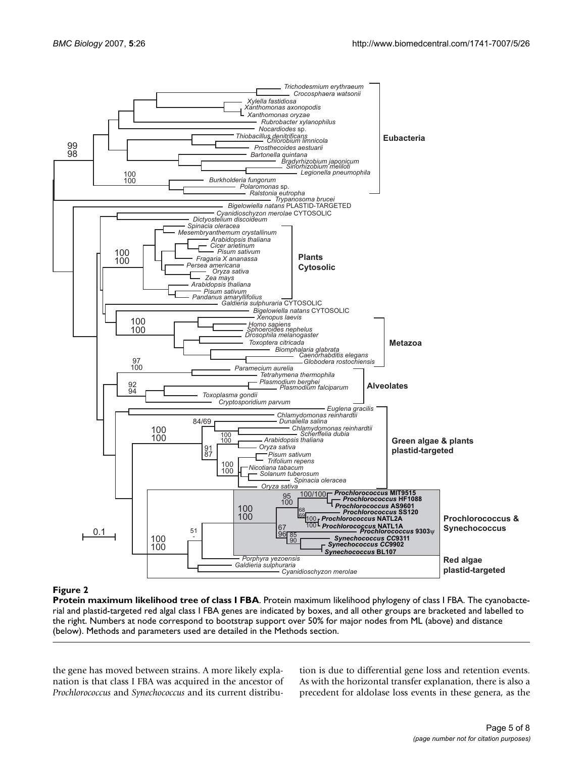**Figure 2**

**Protein maximum likelihood tree of class I FBA**. Protein maximum likelihood phylogeny of class I FBA. The cyanobacterial and plastid-targeted red algal class I FBA genes are indicated by boxes, and all other groups are bracketed and labelled to the right. Numbers at node correspond to bootstrap support over 50% for major nodes from ML (above) and distance (below). Methods and parameters used are detailed in the Methods section.

the gene has moved between strains. A more likely explanation is that class I FBA was acquired in the ancestor of *Prochlorococcus* and *Synechococcus* and its current distribution is due to differential gene loss and retention events. As with the horizontal transfer explanation, there is also a precedent for aldolase loss events in these genera, as the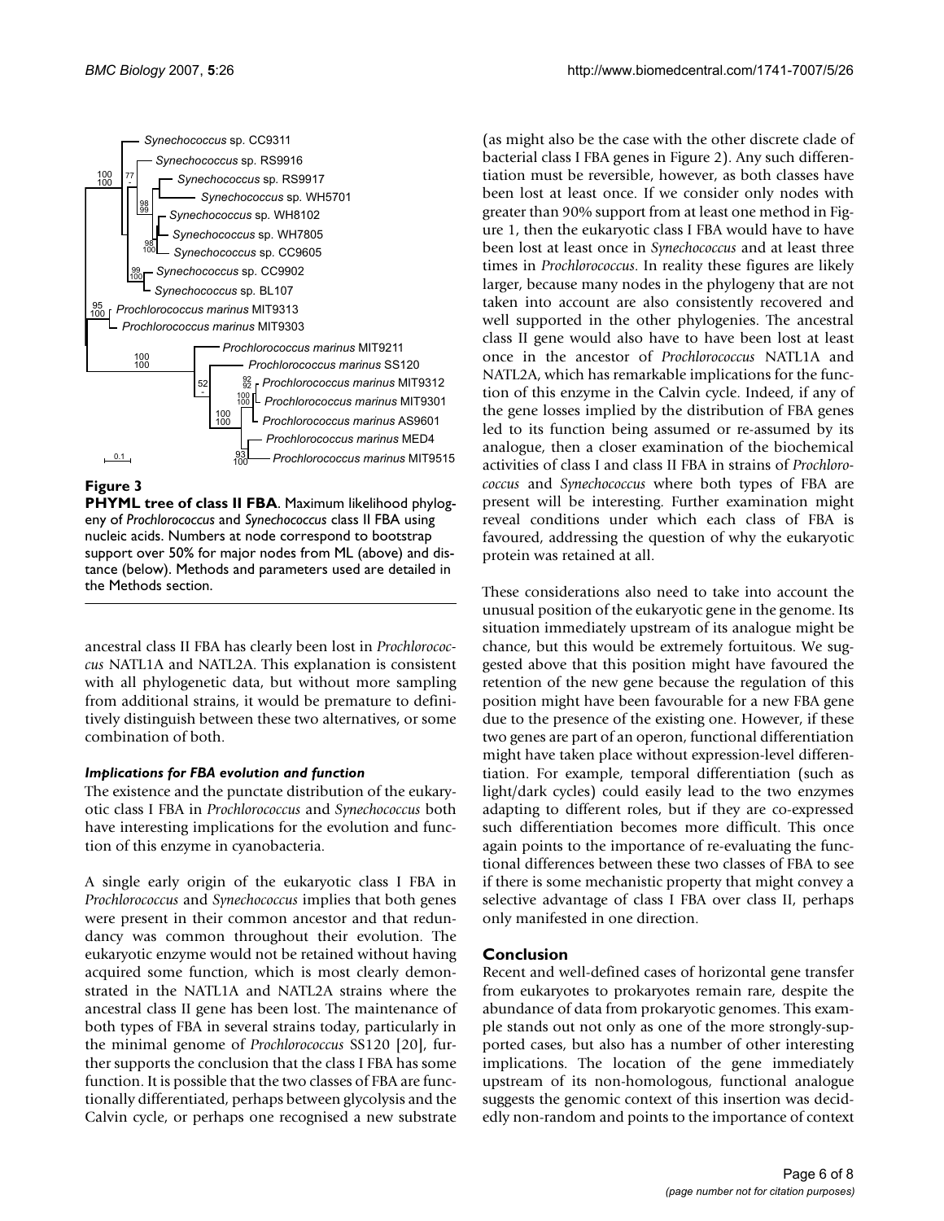Synechococcus sp. CC9311
Synechococcus sp. RS9916
Synechococcus sp. RS9917
Synechococcus sp. WH5701
Synechococcus sp. WH8102
Synechococcus sp. WH7805
Synechococcus sp. CC9605
Synechococcus sp. CC9902
Synechococcus sp. BL107
Prochlorococcus marinus MIT9313
Prochlorococcus marinus MIT9303
Prochlorococcus marinus MIT9211
Prochlorococcus marinus SS120
Prochlorococcus marinus MIT9312
Prochlorococcus marinus MIT9301
Prochlorococcus marinus AS9601
Prochlorococcus marinus MED4
Prochlorococcus marinus MIT9515

100
100
77
-
98
99
98
100
99
100
95
100
100
100
52
-
92
92
100
100
100
100
93
100
0.1

**Figure 3**

**PHYML tree of class II FBA**. Maximum likelihood phylogeny of *Prochlorococcus* and *Synechococcus* class II FBA using nucleic acids. Numbers at node correspond to bootstrap support over 50% for major nodes from ML (above) and distance (below). Methods and parameters used are detailed in the Methods section.

ancestral class II FBA has clearly been lost in *Prochlorococcus* NATL1A and NATL2A. This explanation is consistent with all phylogenetic data, but without more sampling from additional strains, it would be premature to definitively distinguish between these two alternatives, or some combination of both.

### *Implications for FBA evolution and function*

The existence and the punctate distribution of the eukaryotic class I FBA in *Prochlorococcus* and *Synechococcus* both have interesting implications for the evolution and function of this enzyme in cyanobacteria.

A single early origin of the eukaryotic class I FBA in *Prochlorococcus* and *Synechococcus* implies that both genes were present in their common ancestor and that redundancy was common throughout their evolution. The eukaryotic enzyme would not be retained without having acquired some function, which is most clearly demonstrated in the NATL1A and NATL2A strains where the ancestral class II gene has been lost. The maintenance of both types of FBA in several strains today, particularly in the minimal genome of *Prochlorococcus* SS120 [20], further supports the conclusion that the class I FBA has some function. It is possible that the two classes of FBA are functionally differentiated, perhaps between glycolysis and the Calvin cycle, or perhaps one recognised a new substrate (as might also be the case with the other discrete clade of bacterial class I FBA genes in Figure 2). Any such differentiation must be reversible, however, as both classes have been lost at least once. If we consider only nodes with greater than 90% support from at least one method in Figure 1, then the eukaryotic class I FBA would have to have been lost at least once in *Synechococcus* and at least three times in *Prochlorococcus*. In reality these figures are likely larger, because many nodes in the phylogeny that are not taken into account are also consistently recovered and well supported in the other phylogenies. The ancestral class II gene would also have to have been lost at least once in the ancestor of *Prochlorococcus* NATL1A and NATL2A, which has remarkable implications for the function of this enzyme in the Calvin cycle. Indeed, if any of the gene losses implied by the distribution of FBA genes led to its function being assumed or re-assumed by its analogue, then a closer examination of the biochemical activities of class I and class II FBA in strains of *Prochlorococcus* and *Synechococcus* where both types of FBA are present will be interesting. Further examination might reveal conditions under which each class of FBA is favoured, addressing the question of why the eukaryotic protein was retained at all.

These considerations also need to take into account the unusual position of the eukaryotic gene in the genome. Its situation immediately upstream of its analogue might be chance, but this would be extremely fortuitous. We suggested above that this position might have favoured the retention of the new gene because the regulation of this position might have been favourable for a new FBA gene due to the presence of the existing one. However, if these two genes are part of an operon, functional differentiation might have taken place without expression-level differentiation. For example, temporal differentiation (such as light/dark cycles) could easily lead to the two enzymes adapting to different roles, but if they are co-expressed such differentiation becomes more difficult. This once again points to the importance of re-evaluating the functional differences between these two classes of FBA to see if there is some mechanistic property that might convey a selective advantage of class I FBA over class II, perhaps only manifested in one direction.

## Conclusion

Recent and well-defined cases of horizontal gene transfer from eukaryotes to prokaryotes remain rare, despite the abundance of data from prokaryotic genomes. This example stands out not only as one of the more strongly-supported cases, but also has a number of other interesting implications. The location of the gene immediately upstream of its non-homologous, functional analogue suggests the genomic context of this insertion was decidedly non-random and points to the importance of context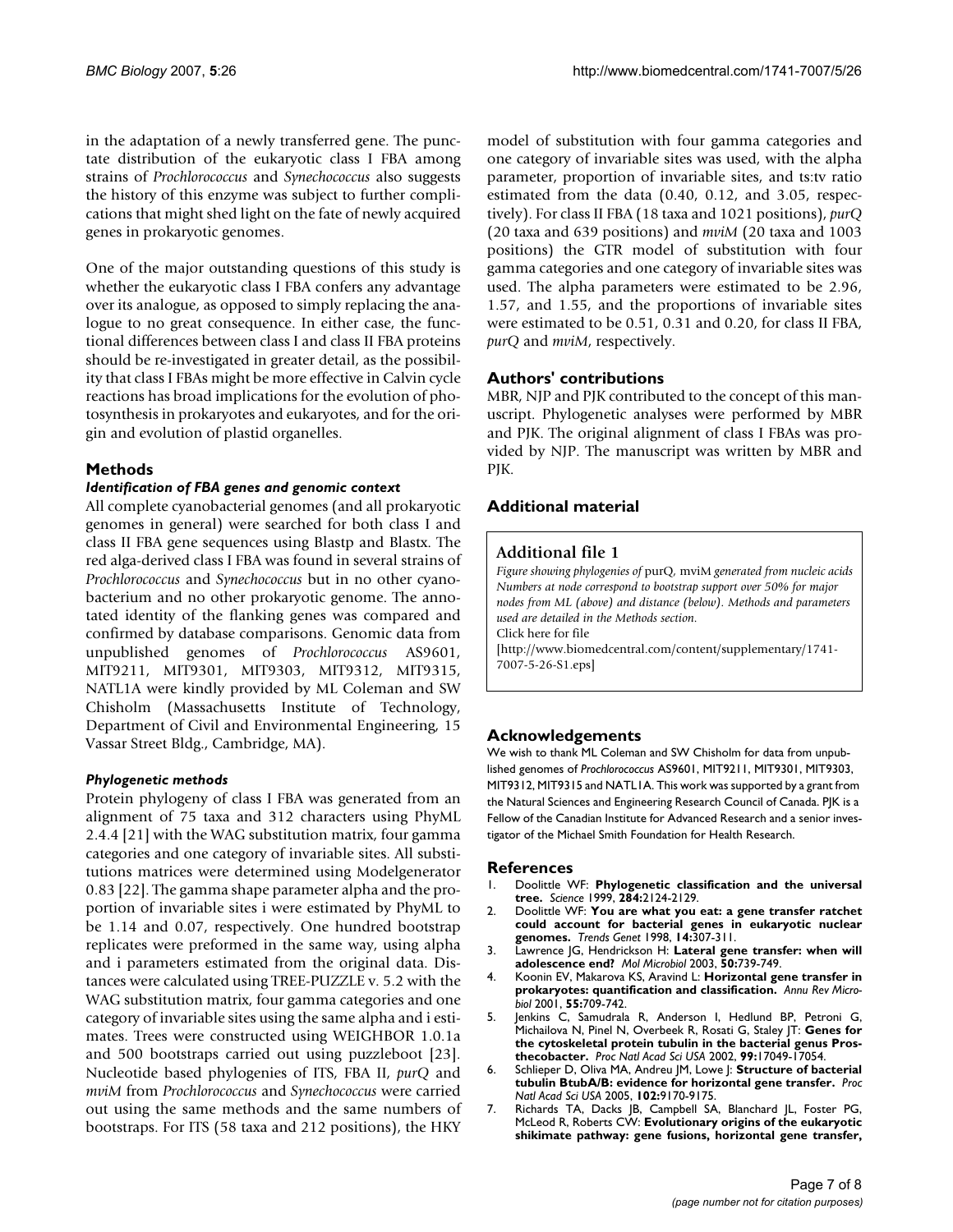in the adaptation of a newly transferred gene. The punctate distribution of the eukaryotic class I FBA among strains of *Prochlorococcus* and *Synechococcus* also suggests the history of this enzyme was subject to further complications that might shed light on the fate of newly acquired genes in prokaryotic genomes.

One of the major outstanding questions of this study is whether the eukaryotic class I FBA confers any advantage over its analogue, as opposed to simply replacing the analogue to no great consequence. In either case, the functional differences between class I and class II FBA proteins should be re-investigated in greater detail, as the possibility that class I FBAs might be more effective in Calvin cycle reactions has broad implications for the evolution of photosynthesis in prokaryotes and eukaryotes, and for the origin and evolution of plastid organelles.

## Methods

### *Identification of FBA genes and genomic context*

All complete cyanobacterial genomes (and all prokaryotic genomes in general) were searched for both class I and class II FBA gene sequences using Blastp and Blastx. The red alga-derived class I FBA was found in several strains of *Prochlorococcus* and *Synechococcus* but in no other cyanobacterium and no other prokaryotic genome. The annotated identity of the flanking genes was compared and confirmed by database comparisons. Genomic data from unpublished genomes of *Prochlorococcus* AS9601, MIT9211, MIT9301, MIT9303, MIT9312, MIT9315, NATL1A were kindly provided by ML Coleman and SW Chisholm (Massachusetts Institute of Technology, Department of Civil and Environmental Engineering, 15 Vassar Street Bldg., Cambridge, MA).

### *Phylogenetic methods*

Protein phylogeny of class I FBA was generated from an alignment of 75 taxa and 312 characters using PhyML 2.4.4 [21] with the WAG substitution matrix, four gamma categories and one category of invariable sites. All substitutions matrices were determined using Modelgenerator 0.83 [22]. The gamma shape parameter alpha and the proportion of invariable sites i were estimated by PhyML to be 1.14 and 0.07, respectively. One hundred bootstrap replicates were preformed in the same way, using alpha and i parameters estimated from the original data. Distances were calculated using TREE-PUZZLE v. 5.2 with the WAG substitution matrix, four gamma categories and one category of invariable sites using the same alpha and i estimates. Trees were constructed using WEIGHBOR 1.0.1a and 500 bootstraps carried out using puzzleboot [23]. Nucleotide based phylogenies of ITS, FBA II, *purQ* and *mviM* from *Prochlorococcus* and *Synechococcus* were carried out using the same methods and the same numbers of bootstraps. For ITS (58 taxa and 212 positions), the HKY model of substitution with four gamma categories and one category of invariable sites was used, with the alpha parameter, proportion of invariable sites, and ts:tv ratio estimated from the data (0.40, 0.12, and 3.05, respectively). For class II FBA (18 taxa and 1021 positions), *purQ* (20 taxa and 639 positions) and *mviM* (20 taxa and 1003 positions) the GTR model of substitution with four gamma categories and one category of invariable sites was used. The alpha parameters were estimated to be 2.96, 1.57, and 1.55, and the proportions of invariable sites were estimated to be 0.51, 0.31 and 0.20, for class II FBA, *purQ* and *mviM*, respectively.

## Authors' contributions

MBR, NJP and PJK contributed to the concept of this manuscript. Phylogenetic analyses were performed by MBR and PJK. The original alignment of class I FBAs was provided by NJP. The manuscript was written by MBR and PJK.

## Additional material

### Additional file 1

*Figure showing phylogenies of* purQ*,* mviM *generated from nucleic acids Numbers at node correspond to bootstrap support over 50% for major nodes from ML (above) and distance (below). Methods and parameters used are detailed in the Methods section.*
Click here for file
[http://www.biomedcentral.com/content/supplementary/1741-7007-5-26-S1.eps]

## Acknowledgements

We wish to thank ML Coleman and SW Chisholm for data from unpublished genomes of *Prochlorococcus* AS9601, MIT9211, MIT9301, MIT9303, MIT9312, MIT9315 and NATL1A. This work was supported by a grant from the Natural Sciences and Engineering Research Council of Canada. PJK is a Fellow of the Canadian Institute for Advanced Research and a senior investigator of the Michael Smith Foundation for Health Research.

## References

1. Doolittle WF: **Phylogenetic classification and the universal tree.** *Science* 1999, **284:**2124-2129.
2. Doolittle WF: **You are what you eat: a gene transfer ratchet could account for bacterial genes in eukaryotic nuclear genomes.** *Trends Genet* 1998, **14:**307-311.
3. Lawrence JG, Hendrickson H: **Lateral gene transfer: when will adolescence end?** *Mol Microbiol* 2003, **50:**739-749.
4. Koonin EV, Makarova KS, Aravind L: **Horizontal gene transfer in prokaryotes: quantification and classification.** *Annu Rev Microbiol* 2001, **55:**709-742.
5. Jenkins C, Samudrala R, Anderson I, Hedlund BP, Petroni G, Michailova N, Pinel N, Overbeek R, Rosati G, Staley JT: **Genes for the cytoskeletal protein tubulin in the bacterial genus Prosthecobacter.** *Proc Natl Acad Sci USA* 2002, **99:**17049-17054.
6. Schlieper D, Oliva MA, Andreu JM, Lowe J: **Structure of bacterial tubulin BtubA/B: evidence for horizontal gene transfer.** *Proc Natl Acad Sci USA* 2005, **102:**9170-9175.
7. Richards TA, Dacks JB, Campbell SA, Blanchard JL, Foster PG, McLeod R, Roberts CW: **Evolutionary origins of the eukaryotic shikimate pathway: gene fusions, horizontal gene transfer,**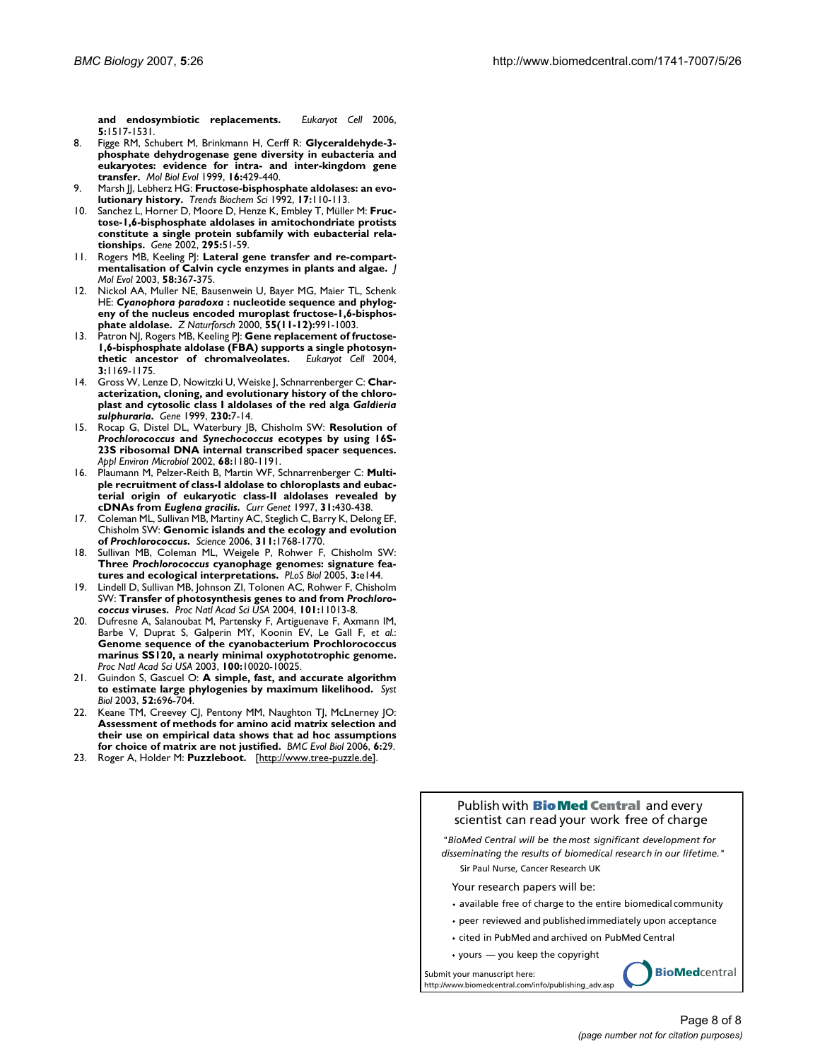**and endosymbiotic replacements.** *Eukaryot Cell* 2006, **5:**1517-1531.

8. Figge RM, Schubert M, Brinkmann H, Cerff R: **Glyceraldehyde-3-phosphate dehydrogenase gene diversity in eubacteria and eukaryotes: evidence for intra- and inter-kingdom gene transfer.** *Mol Biol Evol* 1999, **16:**429-440.
9. Marsh JJ, Lebherz HG: **Fructose-bisphosphate aldolases: an evolutionary history.** *Trends Biochem Sci* 1992, **17:**110-113.
10. Sanchez L, Horner D, Moore D, Henze K, Embley T, Müller M: **Fructose-1,6-bisphosphate aldolases in amitochondriate protists constitute a single protein subfamily with eubacterial relationships.** *Gene* 2002, **295:**51-59.
11. Rogers MB, Keeling PJ: **Lateral gene transfer and re-compartmentalisation of Calvin cycle enzymes in plants and algae.** *J Mol Evol* 2003, **58:**367-375.
12. Nickol AA, Muller NE, Bausenwein U, Bayer MG, Maier TL, Schenk HE: ***Cyanophora paradoxa*** **: nucleotide sequence and phylogeny of the nucleus encoded muroplast fructose-1,6-bisphosphate aldolase.** *Z Naturforsch* 2000, **55(11-12):**991-1003.
13. Patron NJ, Rogers MB, Keeling PJ: **Gene replacement of fructose-1,6-bisphosphate aldolase (FBA) supports a single photosynthetic ancestor of chromalveolates.** *Eukaryot Cell* 2004, **3:**1169-1175.
14. Gross W, Lenze D, Nowitzki U, Weiske J, Schnarrenberger C: **Characterization, cloning, and evolutionary history of the chloroplast and cytosolic class I aldolases of the red alga *Galdieria sulphuraria*.** *Gene* 1999, **230:**7-14.
15. Rocap G, Distel DL, Waterbury JB, Chisholm SW: **Resolution of *Prochlorococcus* and *Synechococcus* ecotypes by using 16S-23S ribosomal DNA internal transcribed spacer sequences.** *Appl Environ Microbiol* 2002, **68:**1180-1191.
16. Plaumann M, Pelzer-Reith B, Martin WF, Schnarrenberger C: **Multiple recruitment of class-I aldolase to chloroplasts and eubacterial origin of eukaryotic class-II aldolases revealed by cDNAs from *Euglena gracilis*.** *Curr Genet* 1997, **31:**430-438.
17. Coleman ML, Sullivan MB, Martiny AC, Steglich C, Barry K, Delong EF, Chisholm SW: **Genomic islands and the ecology and evolution of *Prochlorococcus*.** *Science* 2006, **311:**1768-1770.
18. Sullivan MB, Coleman ML, Weigele P, Rohwer F, Chisholm SW: **Three *Prochlorococcus* cyanophage genomes: signature features and ecological interpretations.** *PLoS Biol* 2005, **3:**e144.
19. Lindell D, Sullivan MB, Johnson ZI, Tolonen AC, Rohwer F, Chisholm SW: **Transfer of photosynthesis genes to and from *Prochlorococcus* viruses.** *Proc Natl Acad Sci USA* 2004, **101:**11013-8.
20. Dufresne A, Salanoubat M, Partensky F, Artiguenave F, Axmann IM, Barbe V, Duprat S, Galperin MY, Koonin EV, Le Gall F, *et al.*: **Genome sequence of the cyanobacterium Prochlorococcus marinus SS120, a nearly minimal oxyphototrophic genome.** *Proc Natl Acad Sci USA* 2003, **100:**10020-10025.
21. Guindon S, Gascuel O: **A simple, fast, and accurate algorithm to estimate large phylogenies by maximum likelihood.** *Syst Biol* 2003, **52:**696-704.
22. Keane TM, Creevey CJ, Pentony MM, Naughton TJ, McLnerney JO: **Assessment of methods for amino acid matrix selection and their use on empirical data shows that ad hoc assumptions for choice of matrix are not justified.** *BMC Evol Biol* 2006, **6:**29.
23. Roger A, Holder M: **Puzzleboot.** [http://www.tree-puzzle.de].

Publish with **BioMed Central** and every scientist can read your work free of charge

*"BioMed Central will be the most significant development for disseminating the results of biomedical research in our lifetime."*
Sir Paul Nurse, Cancer Research UK

Your research papers will be:

- available free of charge to the entire biomedical community
- peer reviewed and published immediately upon acceptance
- cited in PubMed and archived on PubMed Central
- yours — you keep the copyright

Submit your manuscript here:
http://www.biomedcentral.com/info/publishing_adv.asp

BioMedcentral